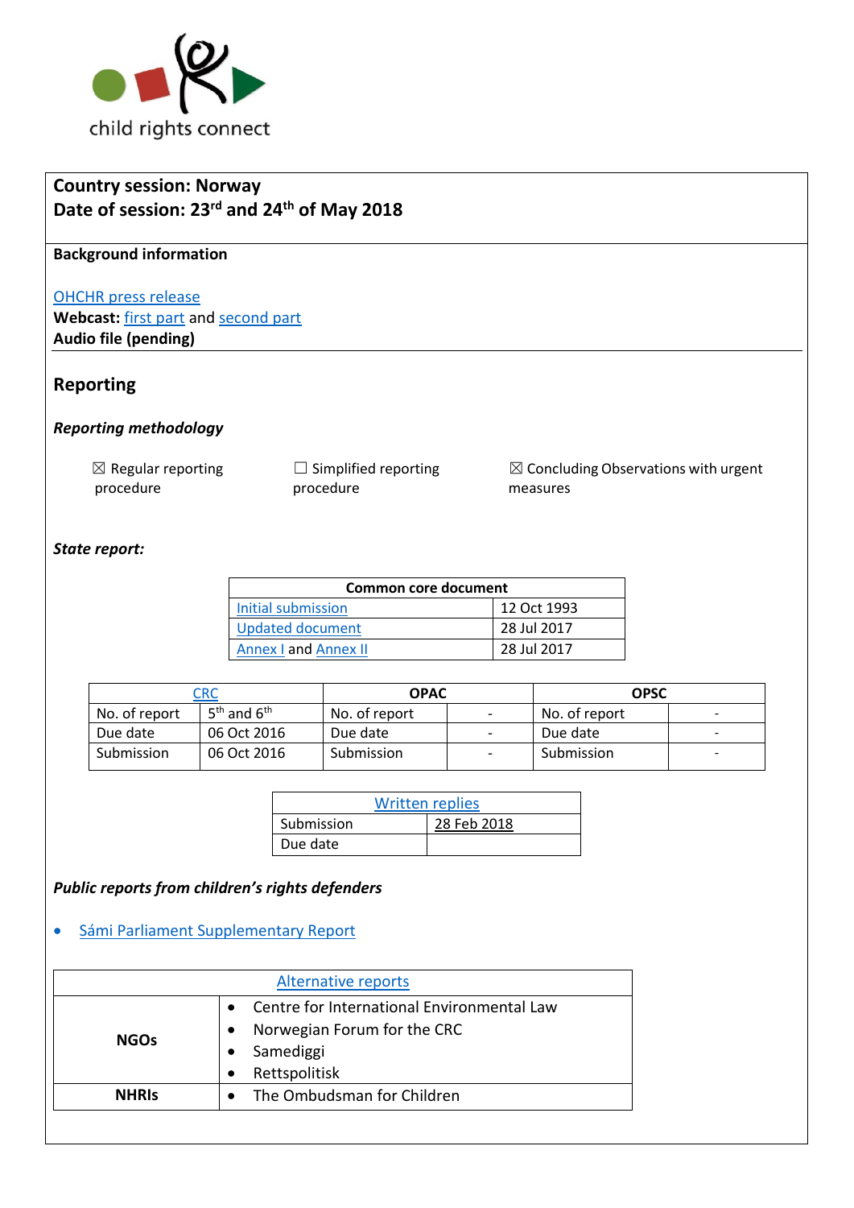child rights connect

**Country session: Norway**
**Date of session: 23rd and 24th of May 2018**

**Background information**

OHCHR press release
**Webcast:** first part and second part
**Audio file (pending)**

## Reporting

### *Reporting methodology*

☒ Regular reporting procedure    ☐ Simplified reporting procedure    ☒ Concluding Observations with urgent measures

### *State report:*

| Common core document | |
|---|---|
| Initial submission | 12 Oct 1993 |
| Updated document | 28 Jul 2017 |
| Annex I and Annex II | 28 Jul 2017 |

| CRC | | OPAC | | OPSC | |
|---|---|---|---|---|---|
| No. of report | 5th and 6th | No. of report | - | No. of report | - |
| Due date | 06 Oct 2016 | Due date | - | Due date | - |
| Submission | 06 Oct 2016 | Submission | - | Submission | - |

| Written replies | |
|---|---|
| Submission | 28 Feb 2018 |
| Due date | |

### *Public reports from children's rights defenders*

- Sámi Parliament Supplementary Report

| Alternative reports | |
|---|---|
| **NGOs** | • Centre for International Environmental Law<br>• Norwegian Forum for the CRC<br>• Samediggi<br>• Rettspolitisk |
| **NHRIs** | • The Ombudsman for Children |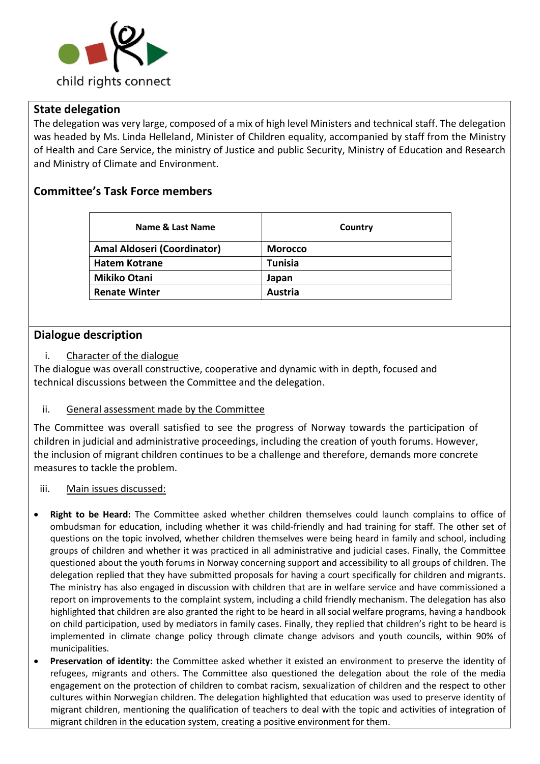child rights connect

## State delegation

The delegation was very large, composed of a mix of high level Ministers and technical staff. The delegation was headed by Ms. Linda Helleland, Minister of Children equality, accompanied by staff from the Ministry of Health and Care Service, the ministry of Justice and public Security, Ministry of Education and Research and Ministry of Climate and Environment.

## Committee's Task Force members

| Name & Last Name | Country |
|---|---|
| **Amal Aldoseri (Coordinator)** | **Morocco** |
| **Hatem Kotrane** | **Tunisia** |
| **Mikiko Otani** | **Japan** |
| **Renate Winter** | **Austria** |

## Dialogue description

i. Character of the dialogue

The dialogue was overall constructive, cooperative and dynamic with in depth, focused and technical discussions between the Committee and the delegation.

ii. General assessment made by the Committee

The Committee was overall satisfied to see the progress of Norway towards the participation of children in judicial and administrative proceedings, including the creation of youth forums. However, the inclusion of migrant children continues to be a challenge and therefore, demands more concrete measures to tackle the problem.

iii. Main issues discussed:

- **Right to be Heard:** The Committee asked whether children themselves could launch complains to office of ombudsman for education, including whether it was child-friendly and had training for staff. The other set of questions on the topic involved, whether children themselves were being heard in family and school, including groups of children and whether it was practiced in all administrative and judicial cases. Finally, the Committee questioned about the youth forums in Norway concerning support and accessibility to all groups of children. The delegation replied that they have submitted proposals for having a court specifically for children and migrants. The ministry has also engaged in discussion with children that are in welfare service and have commissioned a report on improvements to the complaint system, including a child friendly mechanism. The delegation has also highlighted that children are also granted the right to be heard in all social welfare programs, having a handbook on child participation, used by mediators in family cases. Finally, they replied that children's right to be heard is implemented in climate change policy through climate change advisors and youth councils, within 90% of municipalities.
- **Preservation of identity:** the Committee asked whether it existed an environment to preserve the identity of refugees, migrants and others. The Committee also questioned the delegation about the role of the media engagement on the protection of children to combat racism, sexualization of children and the respect to other cultures within Norwegian children. The delegation highlighted that education was used to preserve identity of migrant children, mentioning the qualification of teachers to deal with the topic and activities of integration of migrant children in the education system, creating a positive environment for them.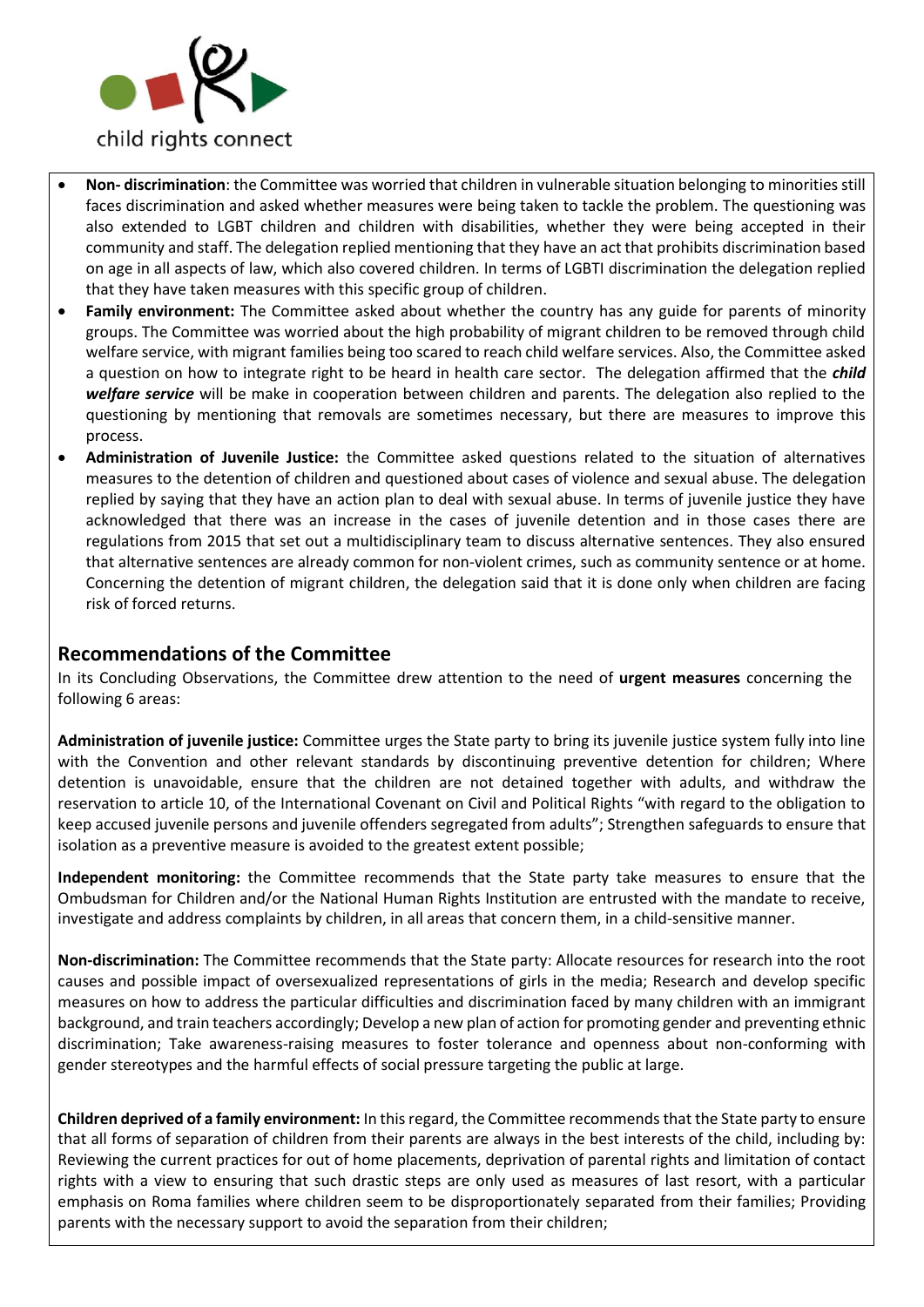- **Non- discrimination**: the Committee was worried that children in vulnerable situation belonging to minorities still faces discrimination and asked whether measures were being taken to tackle the problem. The questioning was also extended to LGBT children and children with disabilities, whether they were being accepted in their community and staff. The delegation replied mentioning that they have an act that prohibits discrimination based on age in all aspects of law, which also covered children. In terms of LGBTI discrimination the delegation replied that they have taken measures with this specific group of children.
- **Family environment:** The Committee asked about whether the country has any guide for parents of minority groups. The Committee was worried about the high probability of migrant children to be removed through child welfare service, with migrant families being too scared to reach child welfare services. Also, the Committee asked a question on how to integrate right to be heard in health care sector. The delegation affirmed that the ***child welfare service*** will be make in cooperation between children and parents. The delegation also replied to the questioning by mentioning that removals are sometimes necessary, but there are measures to improve this process.
- **Administration of Juvenile Justice:** the Committee asked questions related to the situation of alternatives measures to the detention of children and questioned about cases of violence and sexual abuse. The delegation replied by saying that they have an action plan to deal with sexual abuse. In terms of juvenile justice they have acknowledged that there was an increase in the cases of juvenile detention and in those cases there are regulations from 2015 that set out a multidisciplinary team to discuss alternative sentences. They also ensured that alternative sentences are already common for non-violent crimes, such as community sentence or at home. Concerning the detention of migrant children, the delegation said that it is done only when children are facing risk of forced returns.

## Recommendations of the Committee

In its Concluding Observations, the Committee drew attention to the need of **urgent measures** concerning the following 6 areas:

**Administration of juvenile justice:** Committee urges the State party to bring its juvenile justice system fully into line with the Convention and other relevant standards by discontinuing preventive detention for children; Where detention is unavoidable, ensure that the children are not detained together with adults, and withdraw the reservation to article 10, of the International Covenant on Civil and Political Rights "with regard to the obligation to keep accused juvenile persons and juvenile offenders segregated from adults"; Strengthen safeguards to ensure that isolation as a preventive measure is avoided to the greatest extent possible;

**Independent monitoring:** the Committee recommends that the State party take measures to ensure that the Ombudsman for Children and/or the National Human Rights Institution are entrusted with the mandate to receive, investigate and address complaints by children, in all areas that concern them, in a child-sensitive manner.

**Non-discrimination:** The Committee recommends that the State party: Allocate resources for research into the root causes and possible impact of oversexualized representations of girls in the media; Research and develop specific measures on how to address the particular difficulties and discrimination faced by many children with an immigrant background, and train teachers accordingly; Develop a new plan of action for promoting gender and preventing ethnic discrimination; Take awareness-raising measures to foster tolerance and openness about non-conforming with gender stereotypes and the harmful effects of social pressure targeting the public at large.

**Children deprived of a family environment:** In this regard, the Committee recommends that the State party to ensure that all forms of separation of children from their parents are always in the best interests of the child, including by: Reviewing the current practices for out of home placements, deprivation of parental rights and limitation of contact rights with a view to ensuring that such drastic steps are only used as measures of last resort, with a particular emphasis on Roma families where children seem to be disproportionately separated from their families; Providing parents with the necessary support to avoid the separation from their children;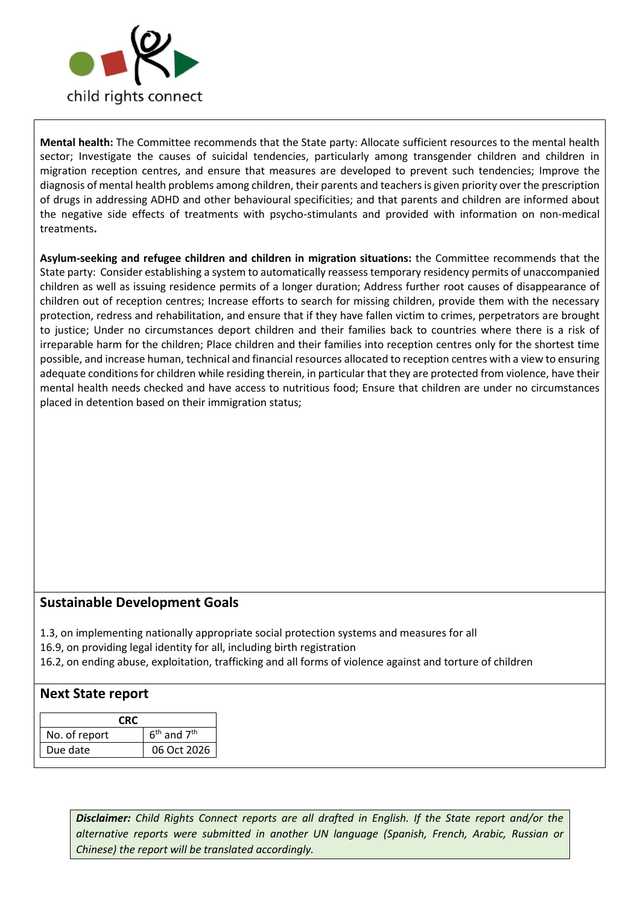**Mental health:** The Committee recommends that the State party: Allocate sufficient resources to the mental health sector; Investigate the causes of suicidal tendencies, particularly among transgender children and children in migration reception centres, and ensure that measures are developed to prevent such tendencies; Improve the diagnosis of mental health problems among children, their parents and teachers is given priority over the prescription of drugs in addressing ADHD and other behavioural specificities; and that parents and children are informed about the negative side effects of treatments with psycho-stimulants and provided with information on non-medical treatments**.**

**Asylum-seeking and refugee children and children in migration situations:** the Committee recommends that the State party: Consider establishing a system to automatically reassess temporary residency permits of unaccompanied children as well as issuing residence permits of a longer duration; Address further root causes of disappearance of children out of reception centres; Increase efforts to search for missing children, provide them with the necessary protection, redress and rehabilitation, and ensure that if they have fallen victim to crimes, perpetrators are brought to justice; Under no circumstances deport children and their families back to countries where there is a risk of irreparable harm for the children; Place children and their families into reception centres only for the shortest time possible, and increase human, technical and financial resources allocated to reception centres with a view to ensuring adequate conditions for children while residing therein, in particular that they are protected from violence, have their mental health needs checked and have access to nutritious food; Ensure that children are under no circumstances placed in detention based on their immigration status;

## Sustainable Development Goals

1.3, on implementing nationally appropriate social protection systems and measures for all
16.9, on providing legal identity for all, including birth registration
16.2, on ending abuse, exploitation, trafficking and all forms of violence against and torture of children

## Next State report

| CRC | |
|---|---|
| No. of report | 6th and 7th |
| Due date | 06 Oct 2026 |

***Disclaimer:*** *Child Rights Connect reports are all drafted in English. If the State report and/or the alternative reports were submitted in another UN language (Spanish, French, Arabic, Russian or Chinese) the report will be translated accordingly.*